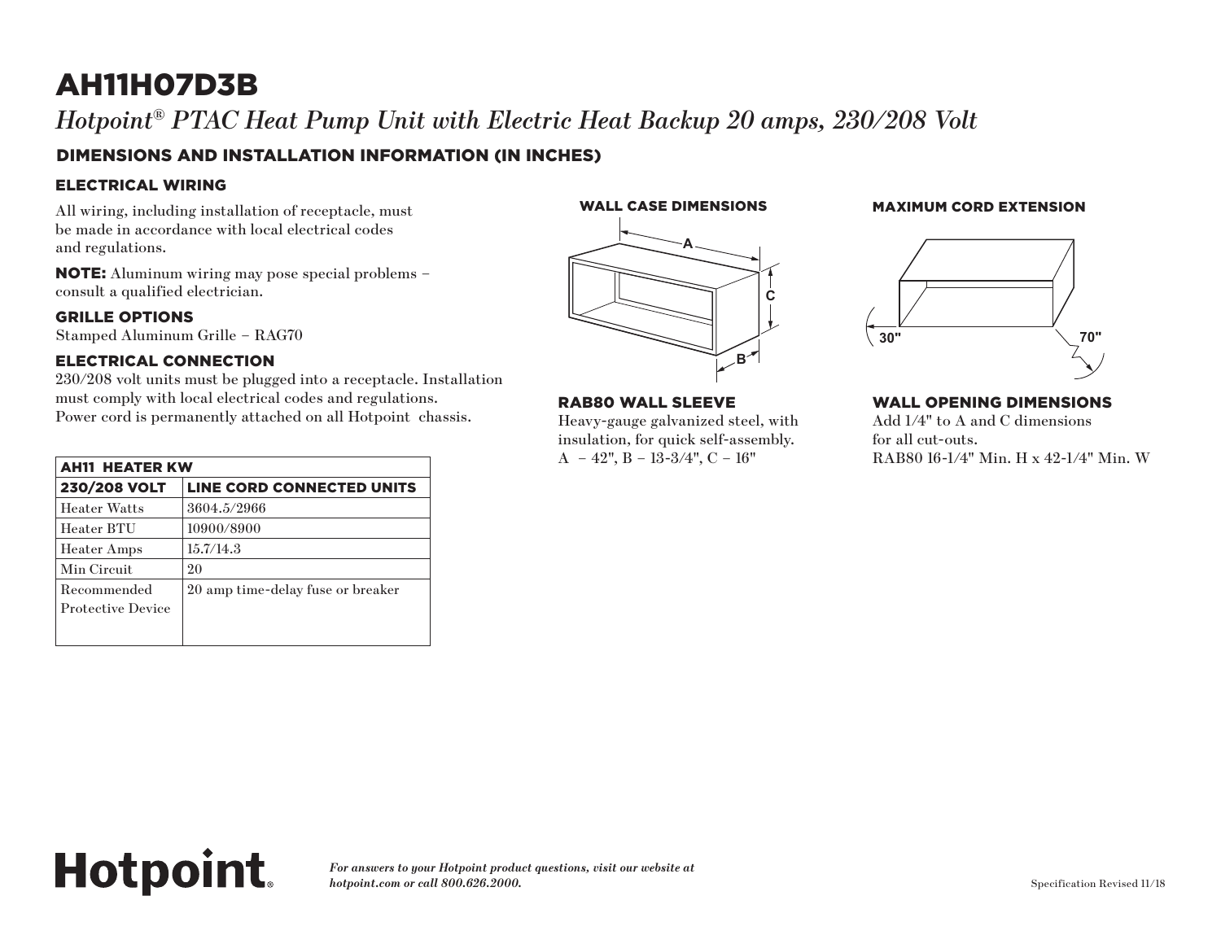# AH11H07D3B

*Hotpoint® PTAC Heat Pump Unit with Electric Heat Backup 20 amps, 230/208 Volt*

## DIMENSIONS AND INSTALLATION INFORMATION (IN INCHES)

### ELECTRICAL WIRING

All wiring, including installation of receptacle, must be made in accordance with local electrical codes and regulations.

**NOTE:** Aluminum wiring may pose special problems – consult a qualified electrician.

### GRILLE OPTIONS

Stamped Aluminum Grille – RAG70

### ELECTRICAL CONNECTION

230/208 volt units must be plugged into a receptacle. Installation must comply with local electrical codes and regulations. Power cord is permanently attached on all Hotpoint chassis.

| AH11 HEATER KW | |
|---|---|
| **230/208 VOLT** | **LINE CORD CONNECTED UNITS** |
| Heater Watts | 3604.5/2966 |
| Heater BTU | 10900/8900 |
| Heater Amps | 15.7/14.3 |
| Min Circuit | 20 |
| Recommended Protective Device | 20 amp time-delay fuse or breaker |

### WALL CASE DIMENSIONS

A

C

B

### RAB80 WALL SLEEVE

Heavy-gauge galvanized steel, with insulation, for quick self-assembly.
A – 42", B – 13-3/4", C – 16"

### MAXIMUM CORD EXTENSION

30"

70"

### WALL OPENING DIMENSIONS

Add 1/4" to A and C dimensions for all cut-outs.
RAB80 16-1/4" Min. H x 42-1/4" Min. W

Hotpoint.

***For answers to your Hotpoint product questions, visit our website at hotpoint.com or call 800.626.2000.***

Specification Revised 11/18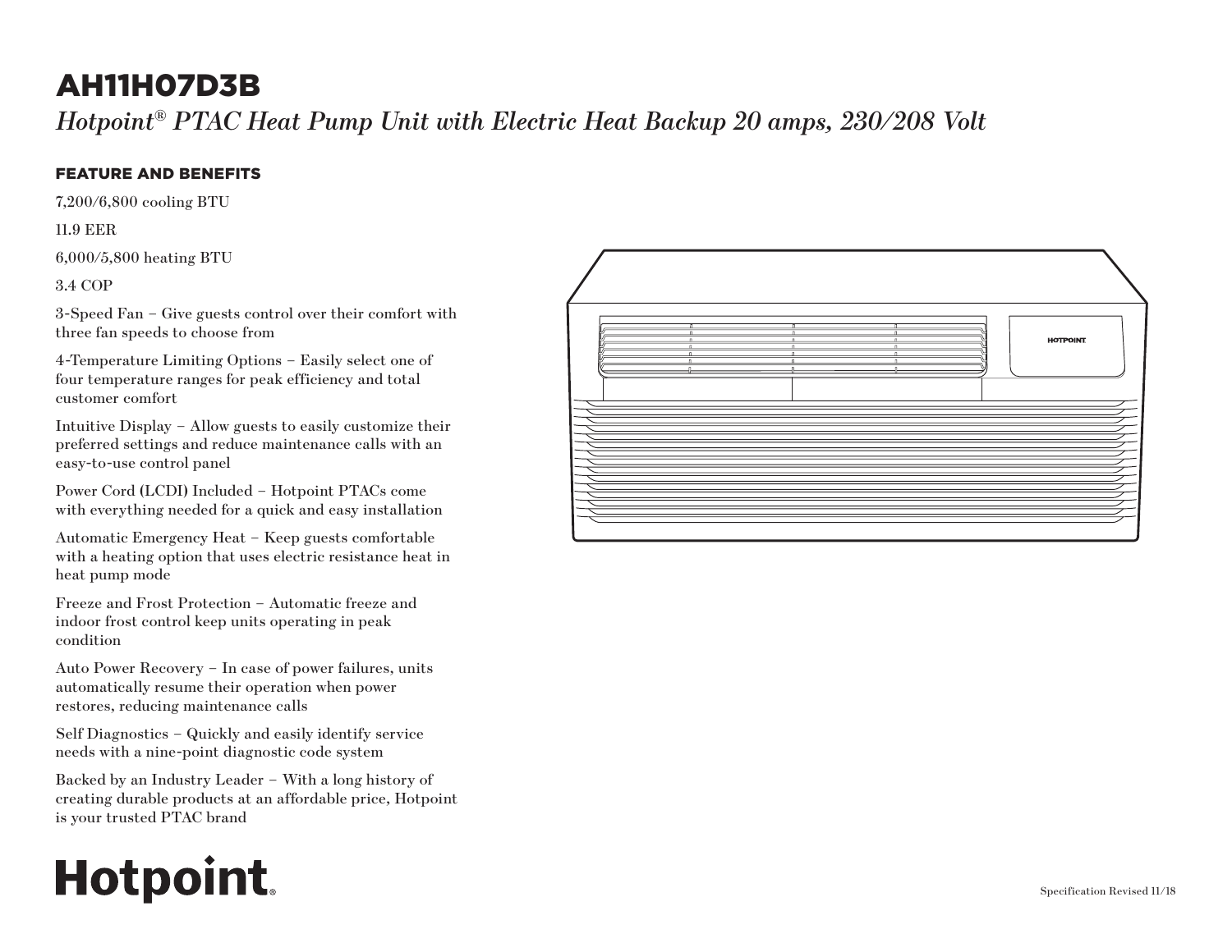# AH11H07D3B

*Hotpoint® PTAC Heat Pump Unit with Electric Heat Backup 20 amps, 230/208 Volt*

### FEATURE AND BENEFITS

7,200/6,800 cooling BTU

11.9 EER

6,000/5,800 heating BTU

3.4 COP

3-Speed Fan – Give guests control over their comfort with three fan speeds to choose from

4-Temperature Limiting Options – Easily select one of four temperature ranges for peak efficiency and total customer comfort

Intuitive Display – Allow guests to easily customize their preferred settings and reduce maintenance calls with an easy-to-use control panel

Power Cord (LCDI) Included – Hotpoint PTACs come with everything needed for a quick and easy installation

Automatic Emergency Heat – Keep guests comfortable with a heating option that uses electric resistance heat in heat pump mode

Freeze and Frost Protection – Automatic freeze and indoor frost control keep units operating in peak condition

Auto Power Recovery – In case of power failures, units automatically resume their operation when power restores, reducing maintenance calls

Self Diagnostics – Quickly and easily identify service needs with a nine-point diagnostic code system

Backed by an Industry Leader – With a long history of creating durable products at an affordable price, Hotpoint is your trusted PTAC brand

Hotpoint.

Specification Revised 11/18